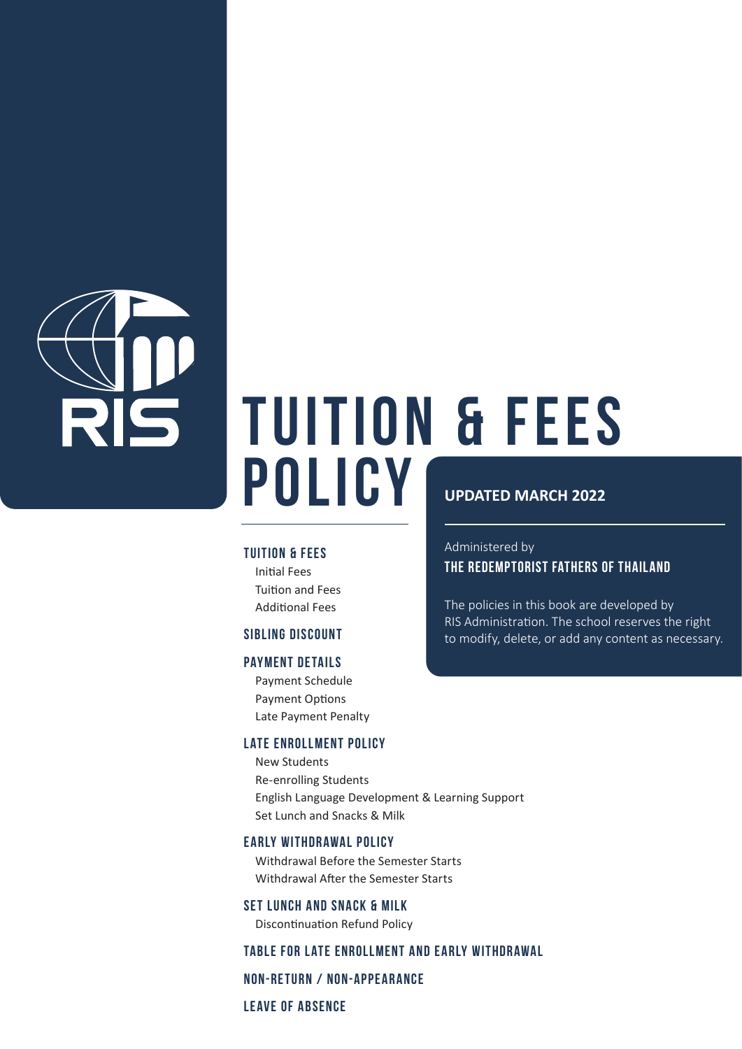RIS

# TUITION & FEES POLICY

**UPDATED MARCH 2022**

Administered by

**THE REDEMPTORIST FATHERS OF THAILAND**

The policies in this book are developed by RIS Administration. The school reserves the right to modify, delete, or add any content as necessary.

**TUITION & FEES**
- Initial Fees
- Tuition and Fees
- Additional Fees

**SIBLING DISCOUNT**

**PAYMENT DETAILS**
- Payment Schedule
- Payment Options
- Late Payment Penalty

**LATE ENROLLMENT POLICY**
- New Students
- Re-enrolling Students
- English Language Development & Learning Support
- Set Lunch and Snacks & Milk

**EARLY WITHDRAWAL POLICY**
- Withdrawal Before the Semester Starts
- Withdrawal After the Semester Starts

**SET LUNCH AND SNACK & MILK**
- Discontinuation Refund Policy

**TABLE FOR LATE ENROLLMENT AND EARLY WITHDRAWAL**

**NON-RETURN / NON-APPEARANCE**

**LEAVE OF ABSENCE**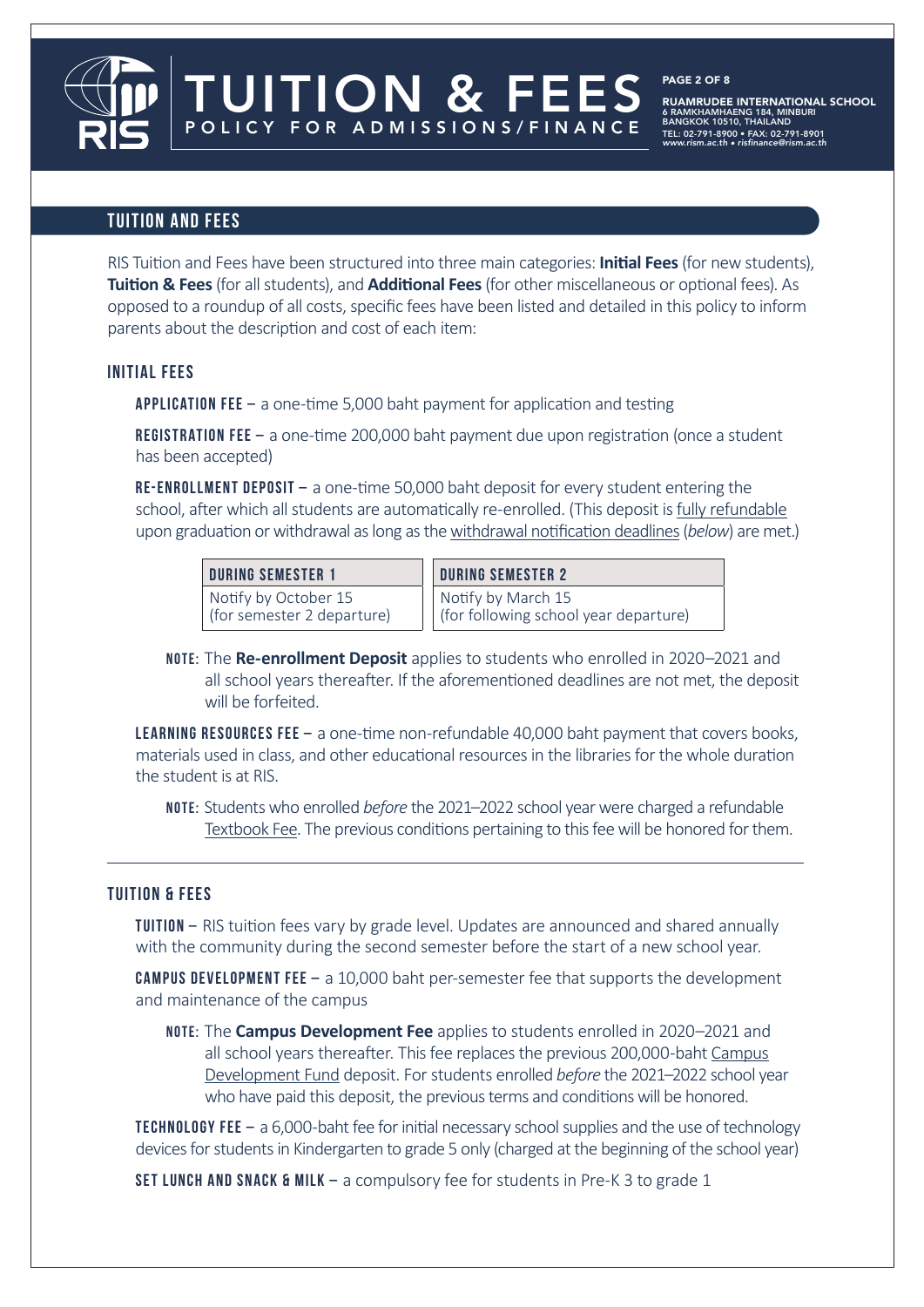## TUITION AND FEES

RIS Tuition and Fees have been structured into three main categories: **Initial Fees** (for new students), **Tuition & Fees** (for all students), and **Additional Fees** (for other miscellaneous or optional fees). As opposed to a roundup of all costs, specific fees have been listed and detailed in this policy to inform parents about the description and cost of each item:

### INITIAL FEES

**APPLICATION FEE –** a one-time 5,000 baht payment for application and testing

**REGISTRATION FEE –** a one-time 200,000 baht payment due upon registration (once a student has been accepted)

**RE-ENROLLMENT DEPOSIT –** a one-time 50,000 baht deposit for every student entering the school, after which all students are automatically re-enrolled. (This deposit is fully refundable upon graduation or withdrawal as long as the withdrawal notification deadlines (*below*) are met.)

| DURING SEMESTER 1 | DURING SEMESTER 2 |
|---|---|
| Notify by October 15 (for semester 2 departure) | Notify by March 15 (for following school year departure) |

**NOTE**: The **Re-enrollment Deposit** applies to students who enrolled in 2020–2021 and all school years thereafter. If the aforementioned deadlines are not met, the deposit will be forfeited.

**LEARNING RESOURCES FEE –** a one-time non-refundable 40,000 baht payment that covers books, materials used in class, and other educational resources in the libraries for the whole duration the student is at RIS.

**NOTE**: Students who enrolled *before* the 2021–2022 school year were charged a refundable Textbook Fee. The previous conditions pertaining to this fee will be honored for them.

---

### TUITION & FEES

**TUITION –** RIS tuition fees vary by grade level. Updates are announced and shared annually with the community during the second semester before the start of a new school year.

**CAMPUS DEVELOPMENT FEE –** a 10,000 baht per-semester fee that supports the development and maintenance of the campus

**NOTE**: The **Campus Development Fee** applies to students enrolled in 2020–2021 and all school years thereafter. This fee replaces the previous 200,000-baht Campus Development Fund deposit. For students enrolled *before* the 2021–2022 school year who have paid this deposit, the previous terms and conditions will be honored.

**TECHNOLOGY FEE –** a 6,000-baht fee for initial necessary school supplies and the use of technology devices for students in Kindergarten to grade 5 only (charged at the beginning of the school year)

**SET LUNCH AND SNACK & MILK –** a compulsory fee for students in Pre-K 3 to grade 1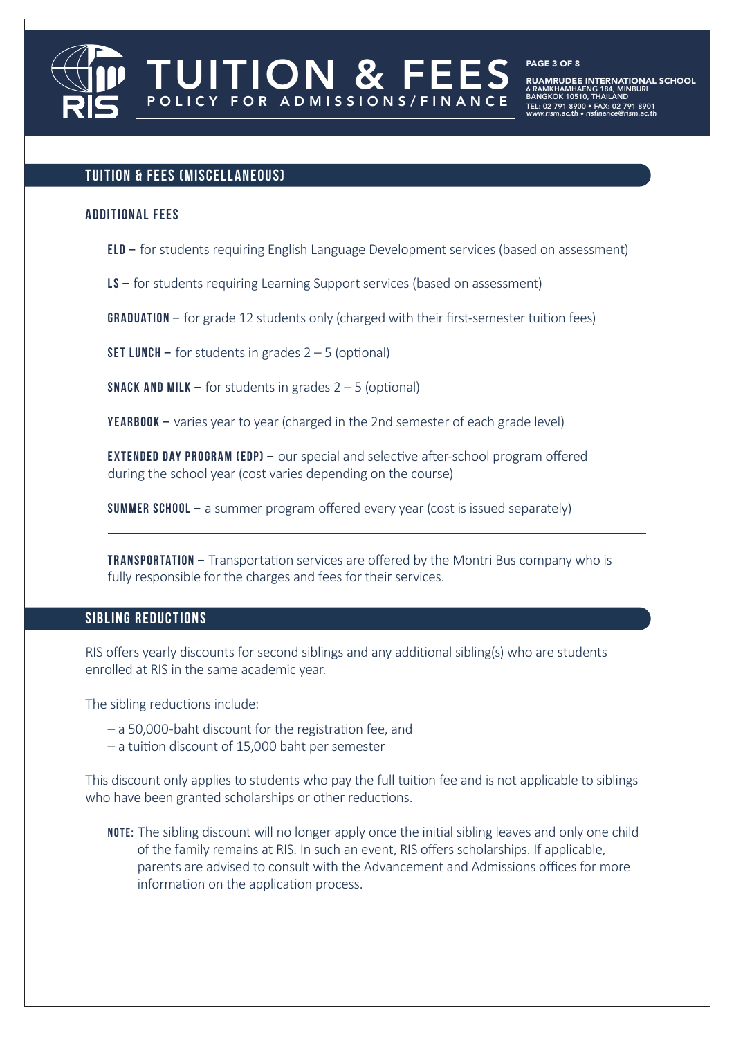## TUITION & FEES (MISCELLANEOUS)

### ADDITIONAL FEES

**ELD –** for students requiring English Language Development services (based on assessment)

**LS –** for students requiring Learning Support services (based on assessment)

**GRADUATION –** for grade 12 students only (charged with their first-semester tuition fees)

**SET LUNCH –** for students in grades 2 – 5 (optional)

**SNACK AND MILK –** for students in grades 2 – 5 (optional)

**YEARBOOK –** varies year to year (charged in the 2nd semester of each grade level)

**EXTENDED DAY PROGRAM (EDP) –** our special and selective after-school program offered during the school year (cost varies depending on the course)

**SUMMER SCHOOL –** a summer program offered every year (cost is issued separately)

---

**TRANSPORTATION –** Transportation services are offered by the Montri Bus company who is fully responsible for the charges and fees for their services.

## SIBLING REDUCTIONS

RIS offers yearly discounts for second siblings and any additional sibling(s) who are students enrolled at RIS in the same academic year.

The sibling reductions include:

- a 50,000-baht discount for the registration fee, and
- a tuition discount of 15,000 baht per semester

This discount only applies to students who pay the full tuition fee and is not applicable to siblings who have been granted scholarships or other reductions.

**NOTE**: The sibling discount will no longer apply once the initial sibling leaves and only one child of the family remains at RIS. In such an event, RIS offers scholarships. If applicable, parents are advised to consult with the Advancement and Admissions offices for more information on the application process.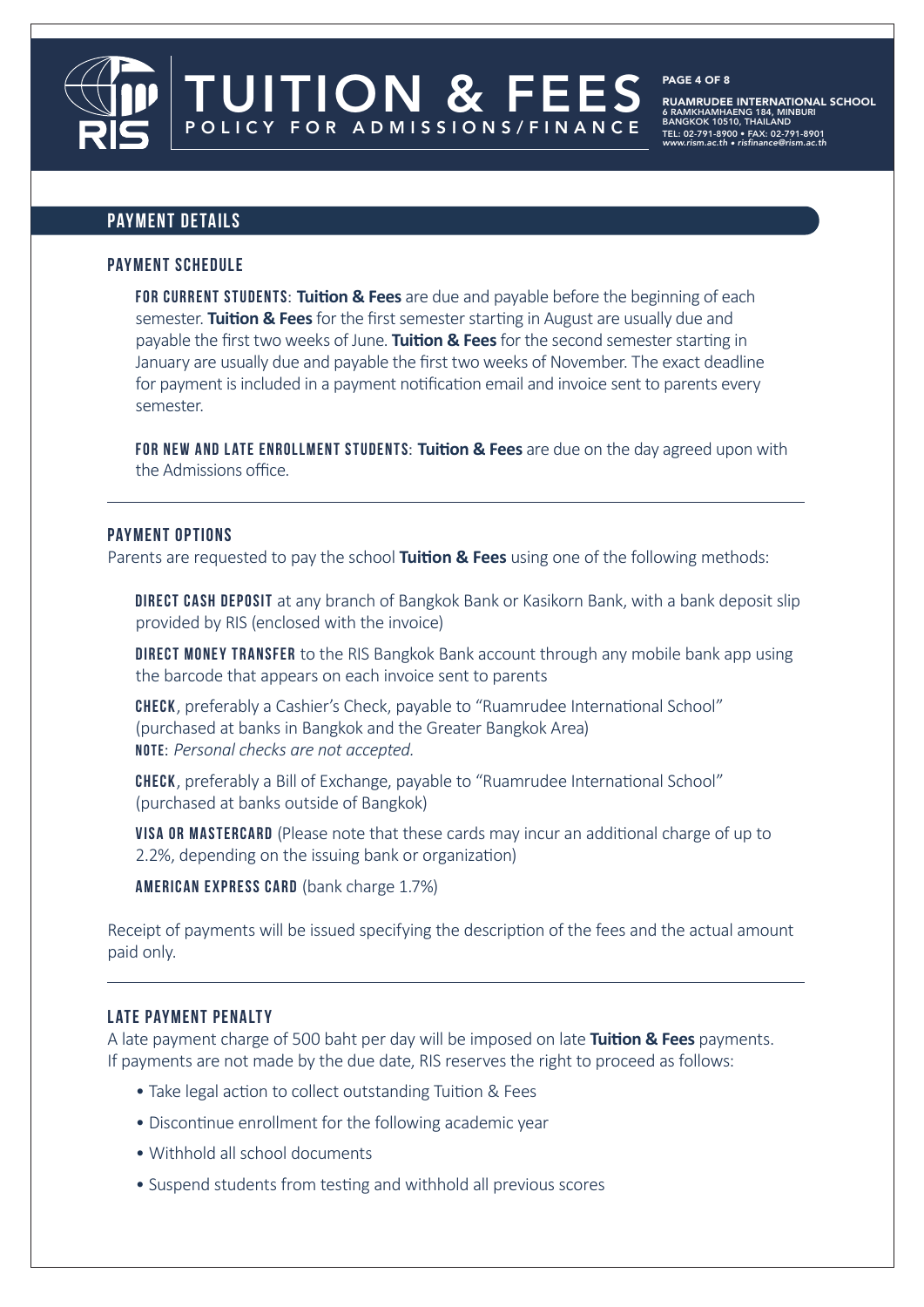## PAYMENT DETAILS

### PAYMENT SCHEDULE

**FOR CURRENT STUDENTS**: **Tuition & Fees** are due and payable before the beginning of each semester. **Tuition & Fees** for the first semester starting in August are usually due and payable the first two weeks of June. **Tuition & Fees** for the second semester starting in January are usually due and payable the first two weeks of November. The exact deadline for payment is included in a payment notification email and invoice sent to parents every semester.

**FOR NEW AND LATE ENROLLMENT STUDENTS**: **Tuition & Fees** are due on the day agreed upon with the Admissions office.

---

### PAYMENT OPTIONS

Parents are requested to pay the school **Tuition & Fees** using one of the following methods:

**DIRECT CASH DEPOSIT** at any branch of Bangkok Bank or Kasikorn Bank, with a bank deposit slip provided by RIS (enclosed with the invoice)

**DIRECT MONEY TRANSFER** to the RIS Bangkok Bank account through any mobile bank app using the barcode that appears on each invoice sent to parents

**CHECK**, preferably a Cashier's Check, payable to "Ruamrudee International School" (purchased at banks in Bangkok and the Greater Bangkok Area)
**NOTE**: *Personal checks are not accepted.*

**CHECK**, preferably a Bill of Exchange, payable to "Ruamrudee International School" (purchased at banks outside of Bangkok)

**VISA OR MASTERCARD** (Please note that these cards may incur an additional charge of up to 2.2%, depending on the issuing bank or organization)

**AMERICAN EXPRESS CARD** (bank charge 1.7%)

Receipt of payments will be issued specifying the description of the fees and the actual amount paid only.

---

### LATE PAYMENT PENALTY

A late payment charge of 500 baht per day will be imposed on late **Tuition & Fees** payments. If payments are not made by the due date, RIS reserves the right to proceed as follows:

- Take legal action to collect outstanding Tuition & Fees
- Discontinue enrollment for the following academic year
- Withhold all school documents
- Suspend students from testing and withhold all previous scores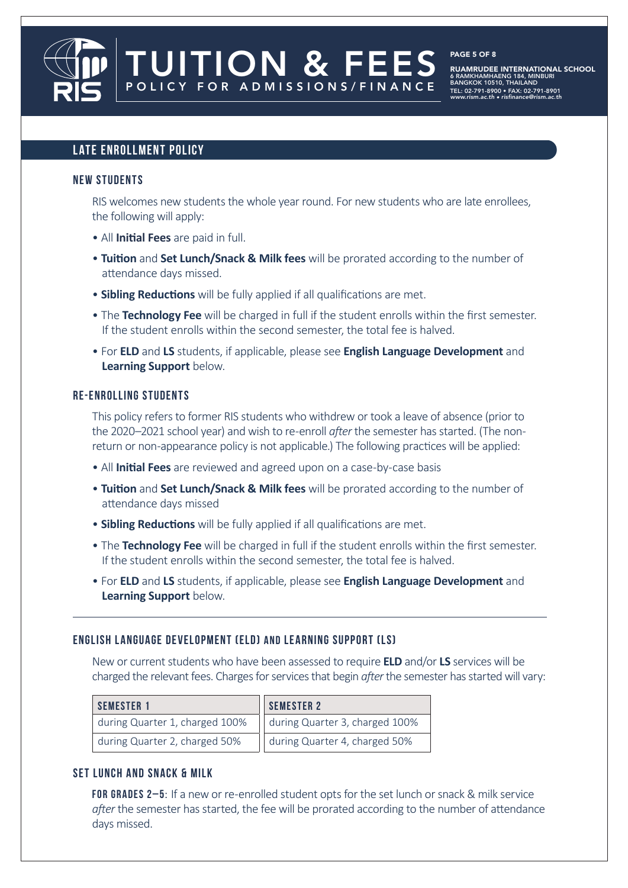## LATE ENROLLMENT POLICY

### NEW STUDENTS

RIS welcomes new students the whole year round. For new students who are late enrollees, the following will apply:

- All **Initial Fees** are paid in full.
- **Tuition** and **Set Lunch/Snack & Milk fees** will be prorated according to the number of attendance days missed.
- **Sibling Reductions** will be fully applied if all qualifications are met.
- The **Technology Fee** will be charged in full if the student enrolls within the first semester. If the student enrolls within the second semester, the total fee is halved.
- For **ELD** and **LS** students, if applicable, please see **English Language Development** and **Learning Support** below.

### RE-ENROLLING STUDENTS

This policy refers to former RIS students who withdrew or took a leave of absence (prior to the 2020–2021 school year) and wish to re-enroll *after* the semester has started. (The non-return or non-appearance policy is not applicable.) The following practices will be applied:

- All **Initial Fees** are reviewed and agreed upon on a case-by-case basis
- **Tuition** and **Set Lunch/Snack & Milk fees** will be prorated according to the number of attendance days missed
- **Sibling Reductions** will be fully applied if all qualifications are met.
- The **Technology Fee** will be charged in full if the student enrolls within the first semester. If the student enrolls within the second semester, the total fee is halved.
- For **ELD** and **LS** students, if applicable, please see **English Language Development** and **Learning Support** below.

---

### ENGLISH LANGUAGE DEVELOPMENT (ELD) AND LEARNING SUPPORT (LS)

New or current students who have been assessed to require **ELD** and/or **LS** services will be charged the relevant fees. Charges for services that begin *after* the semester has started will vary:

| SEMESTER 1 | SEMESTER 2 |
|---|---|
| during Quarter 1, charged 100% | during Quarter 3, charged 100% |
| during Quarter 2, charged 50% | during Quarter 4, charged 50% |

### SET LUNCH AND SNACK & MILK

**FOR GRADES 2–5**: If a new or re-enrolled student opts for the set lunch or snack & milk service *after* the semester has started, the fee will be prorated according to the number of attendance days missed.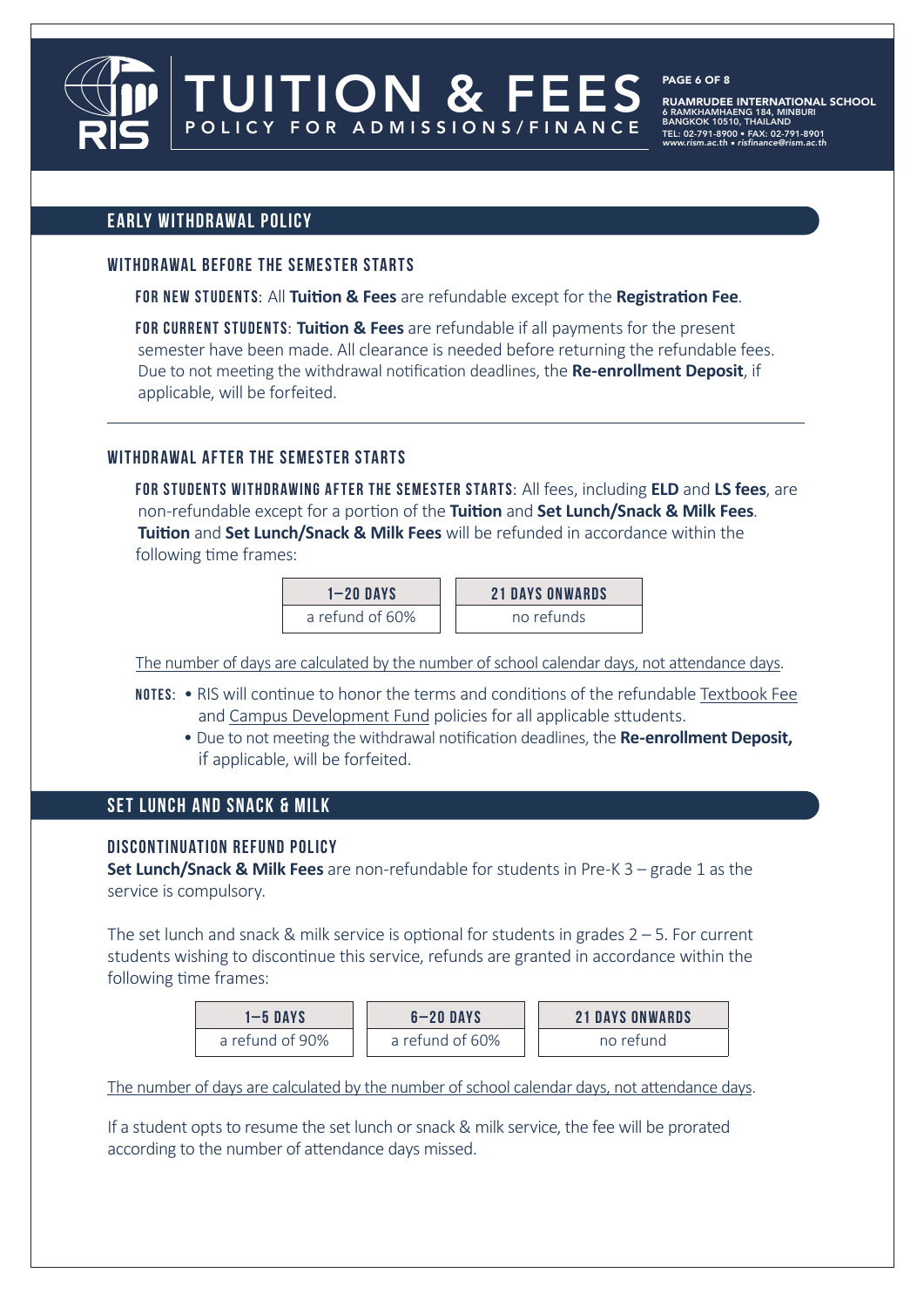## EARLY WITHDRAWAL POLICY

### WITHDRAWAL BEFORE THE SEMESTER STARTS

**FOR NEW STUDENTS**: All **Tuition & Fees** are refundable except for the **Registration Fee**.

**FOR CURRENT STUDENTS**: **Tuition & Fees** are refundable if all payments for the present semester have been made. All clearance is needed before returning the refundable fees. Due to not meeting the withdrawal notification deadlines, the **Re-enrollment Deposit**, if applicable, will be forfeited.

---

### WITHDRAWAL AFTER THE SEMESTER STARTS

**FOR STUDENTS WITHDRAWING AFTER THE SEMESTER STARTS**: All fees, including **ELD** and **LS fees**, are non-refundable except for a portion of the **Tuition** and **Set Lunch/Snack & Milk Fees**. **Tuition** and **Set Lunch/Snack & Milk Fees** will be refunded in accordance within the following time frames:

| 1–20 DAYS | 21 DAYS ONWARDS |
| --- | --- |
| a refund of 60% | no refunds |

The number of days are calculated by the number of school calendar days, not attendance days.

**NOTES:**
- RIS will continue to honor the terms and conditions of the refundable Textbook Fee and Campus Development Fund policies for all applicable stsudents.
- Due to not meeting the withdrawal notification deadlines, the **Re-enrollment Deposit,** if applicable, will be forfeited.

## SET LUNCH AND SNACK & MILK

### DISCONTINUATION REFUND POLICY

**Set Lunch/Snack & Milk Fees** are non-refundable for students in Pre-K 3 – grade 1 as the service is compulsory.

The set lunch and snack & milk service is optional for students in grades 2 – 5. For current students wishing to discontinue this service, refunds are granted in accordance within the following time frames:

| 1–5 DAYS | 6–20 DAYS | 21 DAYS ONWARDS |
| --- | --- | --- |
| a refund of 90% | a refund of 60% | no refund |

The number of days are calculated by the number of school calendar days, not attendance days.

If a student opts to resume the set lunch or snack & milk service, the fee will be prorated according to the number of attendance days missed.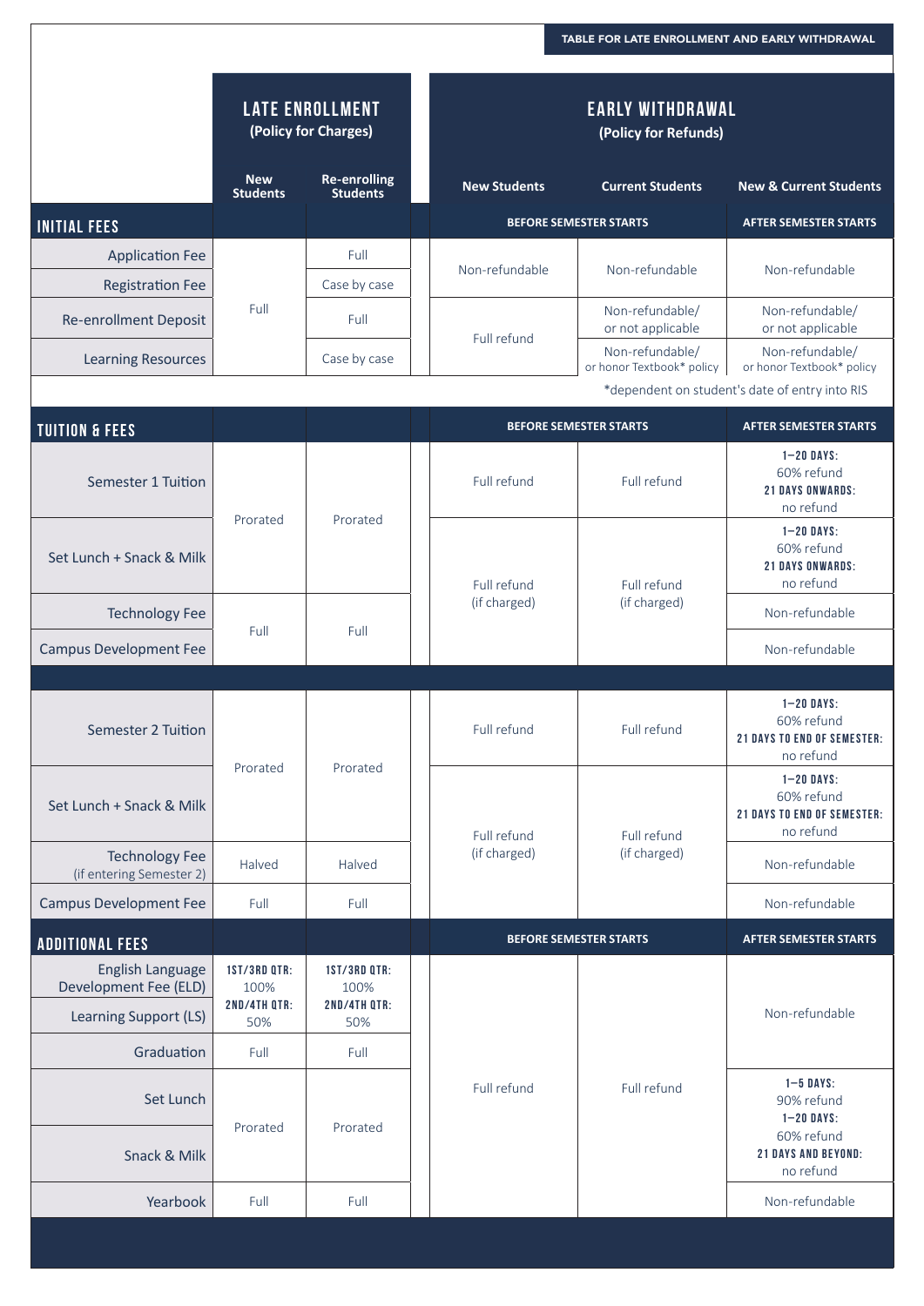TABLE FOR LATE ENROLLMENT AND EARLY WITHDRAWAL

| | LATE ENROLLMENT (Policy for Charges) | | EARLY WITHDRAWAL (Policy for Refunds) | | |
|---|---|---|---|---|---|
| | New Students | Re-enrolling Students | New Students | Current Students | New & Current Students |
| **INITIAL FEES** | | | BEFORE SEMESTER STARTS | | AFTER SEMESTER STARTS |
| Application Fee | Full | Full | Non-refundable | Non-refundable | Non-refundable |
| Registration Fee | Full | Case by case | Non-refundable | Non-refundable | Non-refundable |
| Re-enrollment Deposit | Full | Full | Full refund | Non-refundable/ or not applicable | Non-refundable/ or not applicable |
| Learning Resources | Full | Case by case | Full refund | Non-refundable/ or honor Textbook* policy | Non-refundable/ or honor Textbook* policy |
| | | | | | *dependent on student's date of entry into RIS |
| **TUITION & FEES** | | | BEFORE SEMESTER STARTS | | AFTER SEMESTER STARTS |
| Semester 1 Tuition | Prorated | Prorated | Full refund | Full refund | **1–20 DAYS:** 60% refund **21 DAYS ONWARDS:** no refund |
| Set Lunch + Snack & Milk | Prorated | Prorated | Full refund (if charged) | Full refund (if charged) | **1–20 DAYS:** 60% refund **21 DAYS ONWARDS:** no refund |
| Technology Fee | Full | Full | Full refund (if charged) | Full refund (if charged) | Non-refundable |
| Campus Development Fee | Full | Full | Full refund (if charged) | Full refund (if charged) | Non-refundable |
| Semester 2 Tuition | Prorated | Prorated | Full refund | Full refund | **1–20 DAYS:** 60% refund **21 DAYS TO END OF SEMESTER:** no refund |
| Set Lunch + Snack & Milk | Prorated | Prorated | Full refund (if charged) | Full refund (if charged) | **1–20 DAYS:** 60% refund **21 DAYS TO END OF SEMESTER:** no refund |
| Technology Fee (if entering Semester 2) | Halved | Halved | Full refund (if charged) | Full refund (if charged) | Non-refundable |
| Campus Development Fee | Full | Full | Full refund (if charged) | Full refund (if charged) | Non-refundable |
| **ADDITIONAL FEES** | | | BEFORE SEMESTER STARTS | | AFTER SEMESTER STARTS |
| English Language Development Fee (ELD) | **1ST/3RD QTR:** 100% **2ND/4TH QTR:** 50% | **1ST/3RD QTR:** 100% **2ND/4TH QTR:** 50% | Full refund | Full refund | Non-refundable |
| Learning Support (LS) | **1ST/3RD QTR:** 100% **2ND/4TH QTR:** 50% | **1ST/3RD QTR:** 100% **2ND/4TH QTR:** 50% | Full refund | Full refund | Non-refundable |
| Graduation | Full | Full | Full refund | Full refund | Non-refundable |
| Set Lunch | Prorated | Prorated | Full refund | Full refund | **1–5 DAYS:** 90% refund **1–20 DAYS:** 60% refund **21 DAYS AND BEYOND:** no refund |
| Snack & Milk | Prorated | Prorated | Full refund | Full refund | **1–5 DAYS:** 90% refund **1–20 DAYS:** 60% refund **21 DAYS AND BEYOND:** no refund |
| Yearbook | Full | Full | Full refund | Full refund | Non-refundable |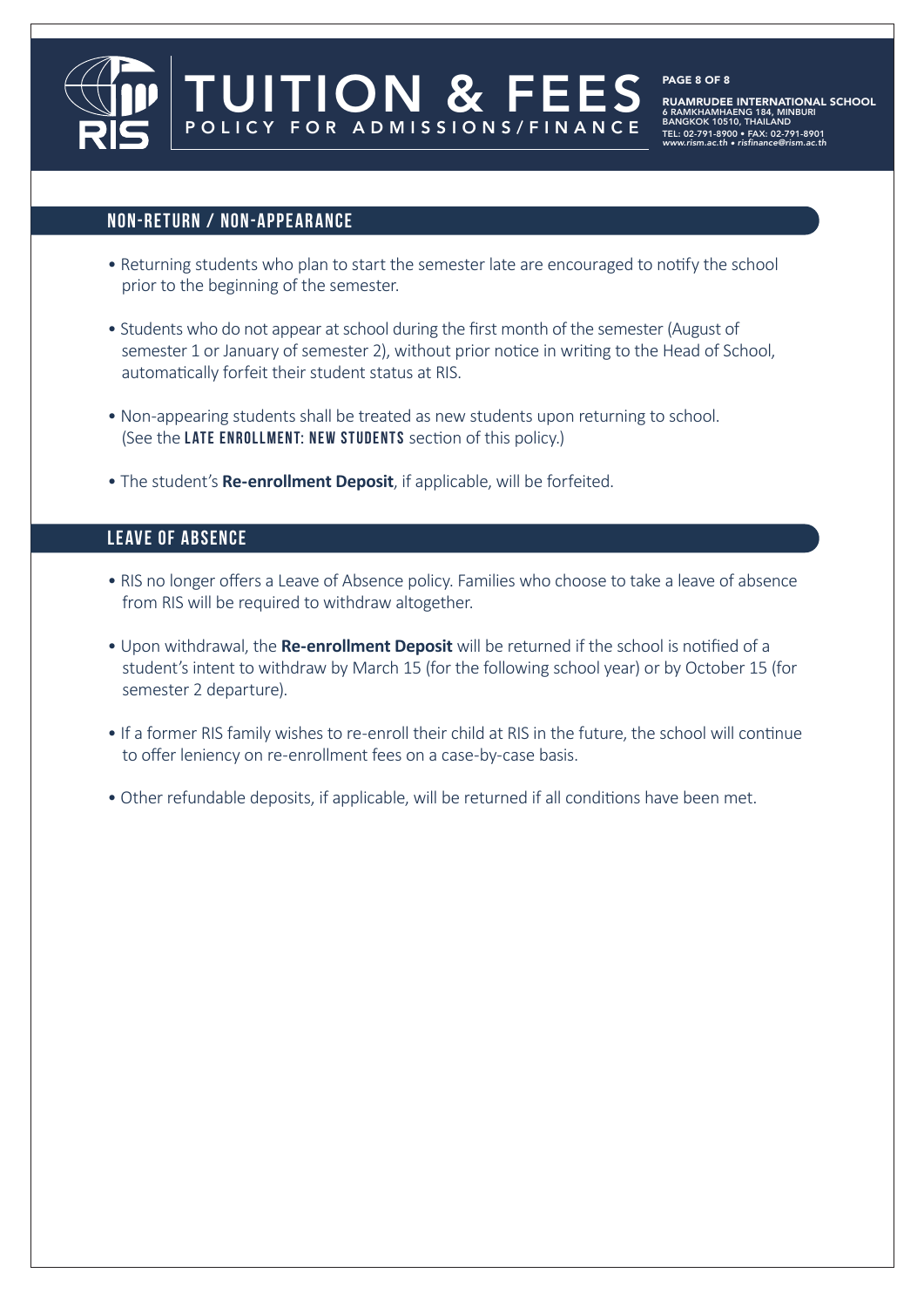## NON-RETURN / NON-APPEARANCE

- Returning students who plan to start the semester late are encouraged to notify the school prior to the beginning of the semester.
- Students who do not appear at school during the first month of the semester (August of semester 1 or January of semester 2), without prior notice in writing to the Head of School, automatically forfeit their student status at RIS.
- Non-appearing students shall be treated as new students upon returning to school. (See the **LATE ENROLLMENT: NEW STUDENTS** section of this policy.)
- The student's **Re-enrollment Deposit**, if applicable, will be forfeited.

## LEAVE OF ABSENCE

- RIS no longer offers a Leave of Absence policy. Families who choose to take a leave of absence from RIS will be required to withdraw altogether.
- Upon withdrawal, the **Re-enrollment Deposit** will be returned if the school is notified of a student's intent to withdraw by March 15 (for the following school year) or by October 15 (for semester 2 departure).
- If a former RIS family wishes to re-enroll their child at RIS in the future, the school will continue to offer leniency on re-enrollment fees on a case-by-case basis.
- Other refundable deposits, if applicable, will be returned if all conditions have been met.